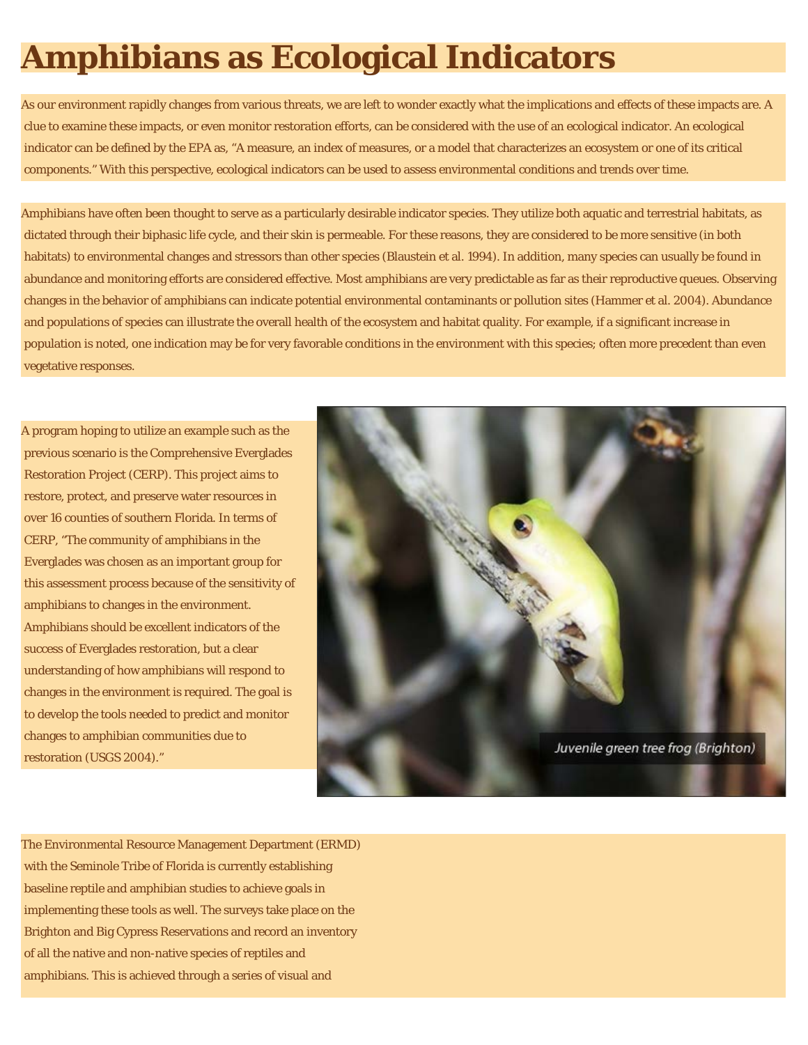# Amphibians as Ecological Indicators

As our environment rapidly changes from various threats, we are left to wonder exactly what the implications and effects of these impacts are. A clue to examine these impacts, or even monitor restoration efforts, can be considered with the use of an ecological indicator. An ecological indicator can be defined by the EPA as, "A measure, an index of measures, or a model that characterizes an ecosystem or one of its critical components." With this perspective, ecological indicators can be used to assess environmental conditions and trends over time.

Amphibians have often been thought to serve as a particularly desirable indicator species. They utilize both aquatic and terrestrial habitats, as dictated through their biphasic life cycle, and their skin is permeable. For these reasons, they are considered to be more sensitive (in both habitats) to environmental changes and stressors than other species (Blaustein et al. 1994). In addition, many species can usually be found in abundance and monitoring efforts are considered effective. Most amphibians are very predictable as far as their reproductive queues. Observing changes in the behavior of amphibians can indicate potential environmental contaminants or pollution sites (Hammer et al. 2004). Abundance and populations of species can illustrate the overall health of the ecosystem and habitat quality. For example, if a significant increase in population is noted, one indication may be for very favorable conditions in the environment with this species; often more precedent than even vegetative responses.

A program hoping to utilize an example such as the previous scenario is the Comprehensive Everglades Restoration Project (CERP). This project aims to restore, protect, and preserve water resources in over 16 counties of southern Florida. In terms of CERP, "The community of amphibians in the Everglades was chosen as an important group for this assessment process because of the sensitivity of amphibians to changes in the environment. Amphibians should be excellent indicators of the success of Everglades restoration, but a clear understanding of how amphibians will respond to changes in the environment is required. The goal is to develop the tools needed to predict and monitor changes to amphibian communities due to restoration (USGS 2004)."

Juvenile green tree frog (Brighton)

The Environmental Resource Management Department (ERMD) with the Seminole Tribe of Florida is currently establishing baseline reptile and amphibian studies to achieve goals in implementing these tools as well. The surveys take place on the Brighton and Big Cypress Reservations and record an inventory of all the native and non-native species of reptiles and amphibians. This is achieved through a series of visual and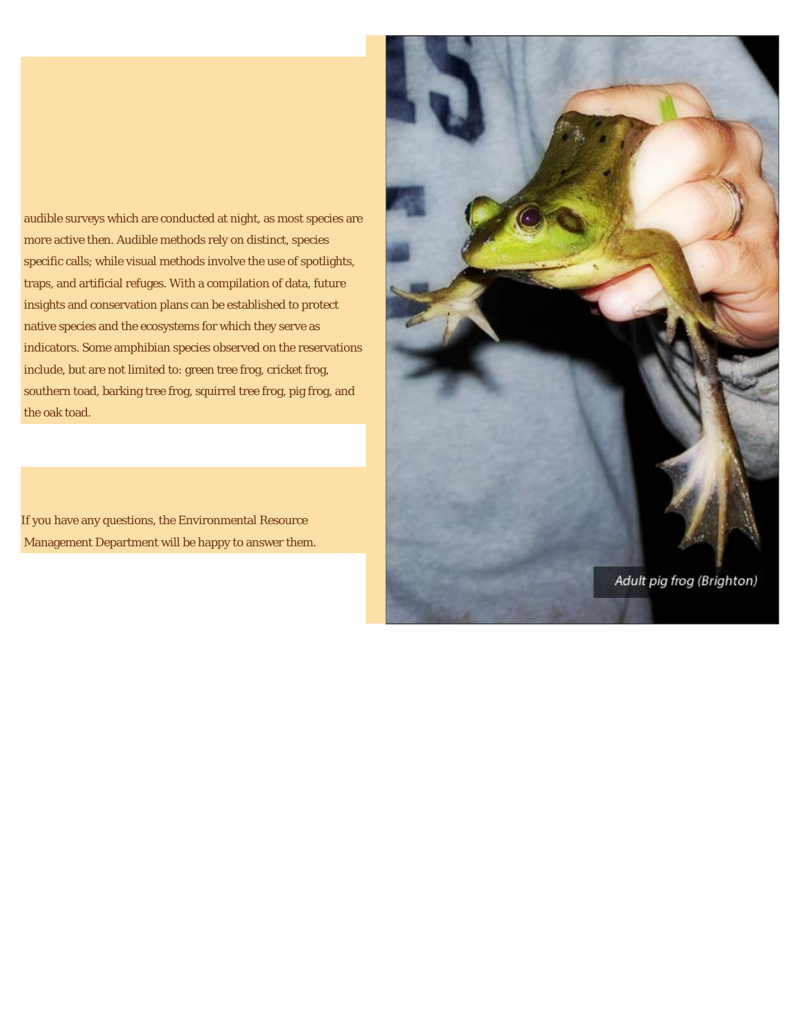audible surveys which are conducted at night, as most species are more active then. Audible methods rely on distinct, species specific calls; while visual methods involve the use of spotlights, traps, and artificial refuges. With a compilation of data, future insights and conservation plans can be established to protect native species and the ecosystems for which they serve as indicators. Some amphibian species observed on the reservations include, but are not limited to: green tree frog, cricket frog, southern toad, barking tree frog, squirrel tree frog, pig frog, and the oak toad.

If you have any questions, the Environmental Resource Management Department will be happy to answer them.

*Adult pig frog (Brighton)*